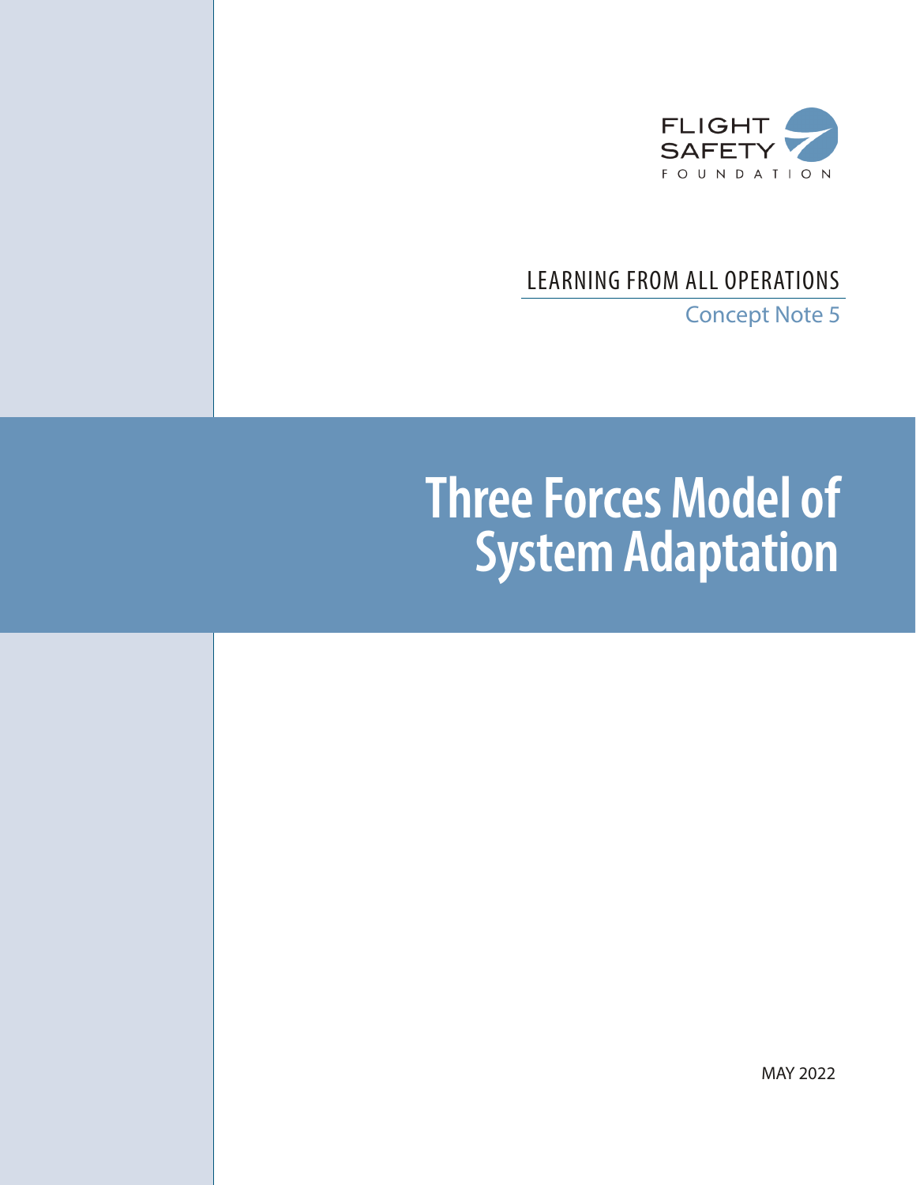FLIGHT SAFETY FOUNDATION

LEARNING FROM ALL OPERATIONS

Concept Note 5

# Three Forces Model of System Adaptation

MAY 2022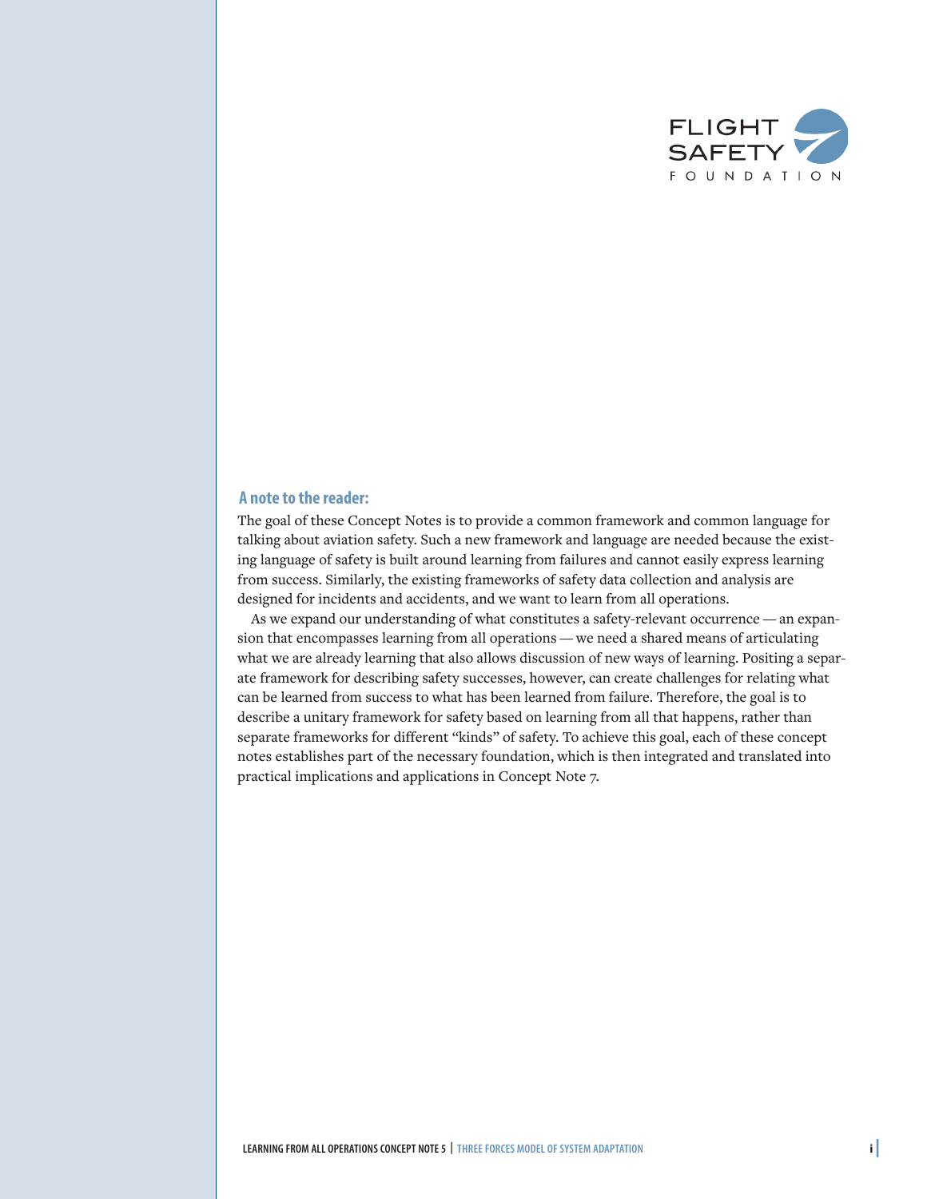### A note to the reader:

The goal of these Concept Notes is to provide a common framework and common language for talking about aviation safety. Such a new framework and language are needed because the existing language of safety is built around learning from failures and cannot easily express learning from success. Similarly, the existing frameworks of safety data collection and analysis are designed for incidents and accidents, and we want to learn from all operations.

As we expand our understanding of what constitutes a safety-relevant occurrence — an expansion that encompasses learning from all operations — we need a shared means of articulating what we are already learning that also allows discussion of new ways of learning. Positing a separate framework for describing safety successes, however, can create challenges for relating what can be learned from success to what has been learned from failure. Therefore, the goal is to describe a unitary framework for safety based on learning from all that happens, rather than separate frameworks for different "kinds" of safety. To achieve this goal, each of these concept notes establishes part of the necessary foundation, which is then integrated and translated into practical implications and applications in Concept Note 7.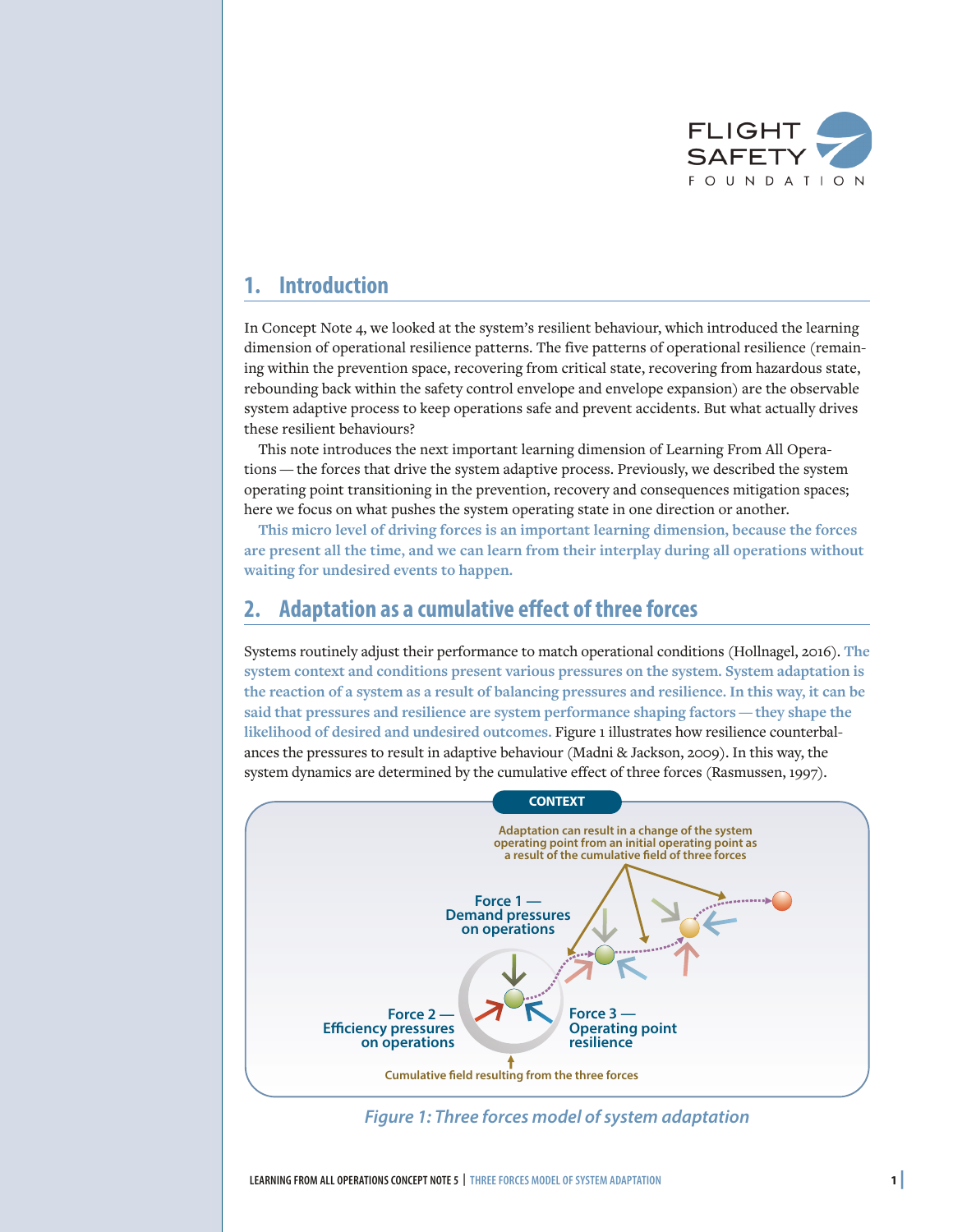## 1. Introduction

In Concept Note 4, we looked at the system's resilient behaviour, which introduced the learning dimension of operational resilience patterns. The five patterns of operational resilience (remaining within the prevention space, recovering from critical state, recovering from hazardous state, rebounding back within the safety control envelope and envelope expansion) are the observable system adaptive process to keep operations safe and prevent accidents. But what actually drives these resilient behaviours?

This note introduces the next important learning dimension of Learning From All Operations — the forces that drive the system adaptive process. Previously, we described the system operating point transitioning in the prevention, recovery and consequences mitigation spaces; here we focus on what pushes the system operating state in one direction or another.

**This micro level of driving forces is an important learning dimension, because the forces are present all the time, and we can learn from their interplay during all operations without waiting for undesired events to happen.**

## 2. Adaptation as a cumulative effect of three forces

Systems routinely adjust their performance to match operational conditions (Hollnagel, 2016). **The system context and conditions present various pressures on the system. System adaptation is the reaction of a system as a result of balancing pressures and resilience. In this way, it can be said that pressures and resilience are system performance shaping factors — they shape the likelihood of desired and undesired outcomes.** Figure 1 illustrates how resilience counterbalances the pressures to result in adaptive behaviour (Madni & Jackson, 2009). In this way, the system dynamics are determined by the cumulative effect of three forces (Rasmussen, 1997).

CONTEXT

Adaptation can result in a change of the system operating point from an initial operating point as a result of the cumulative field of three forces

Force 1 — Demand pressures on operations

Force 2 — Efficiency pressures on operations

Force 3 — Operating point resilience

Cumulative field resulting from the three forces

*Figure 1: Three forces model of system adaptation*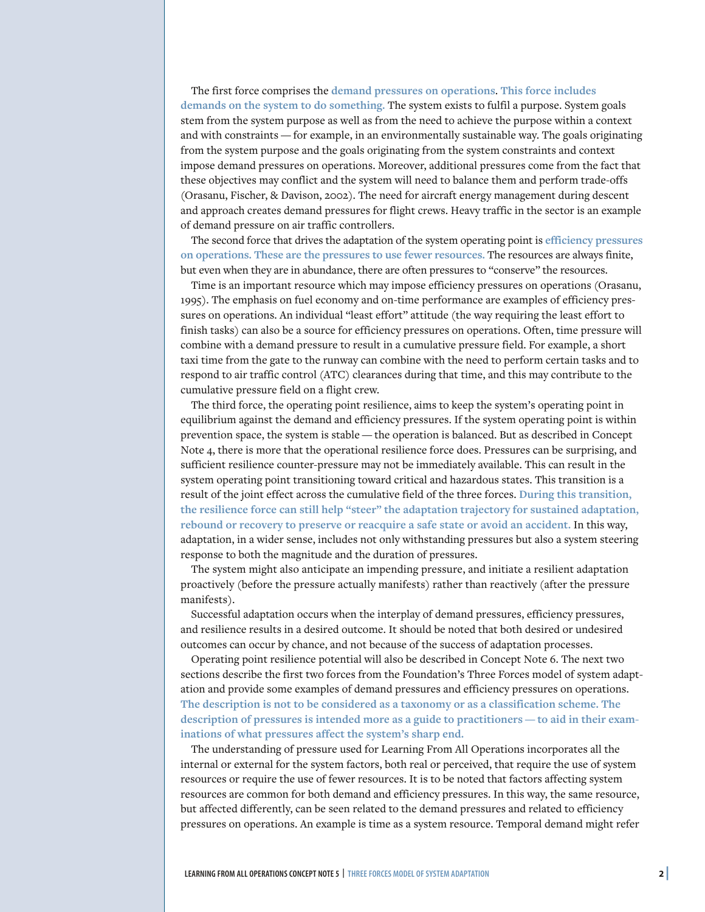The first force comprises the **demand pressures on operations**. **This force includes demands on the system to do something.** The system exists to fulfil a purpose. System goals stem from the system purpose as well as from the need to achieve the purpose within a context and with constraints — for example, in an environmentally sustainable way. The goals originating from the system purpose and the goals originating from the system constraints and context impose demand pressures on operations. Moreover, additional pressures come from the fact that these objectives may conflict and the system will need to balance them and perform trade-offs (Orasanu, Fischer, & Davison, 2002). The need for aircraft energy management during descent and approach creates demand pressures for flight crews. Heavy traffic in the sector is an example of demand pressure on air traffic controllers.

The second force that drives the adaptation of the system operating point is **efficiency pressures on operations. These are the pressures to use fewer resources.** The resources are always finite, but even when they are in abundance, there are often pressures to "conserve" the resources.

Time is an important resource which may impose efficiency pressures on operations (Orasanu, 1995). The emphasis on fuel economy and on-time performance are examples of efficiency pressures on operations. An individual "least effort" attitude (the way requiring the least effort to finish tasks) can also be a source for efficiency pressures on operations. Often, time pressure will combine with a demand pressure to result in a cumulative pressure field. For example, a short taxi time from the gate to the runway can combine with the need to perform certain tasks and to respond to air traffic control (ATC) clearances during that time, and this may contribute to the cumulative pressure field on a flight crew.

The third force, the operating point resilience, aims to keep the system's operating point in equilibrium against the demand and efficiency pressures. If the system operating point is within prevention space, the system is stable — the operation is balanced. But as described in Concept Note 4, there is more that the operational resilience force does. Pressures can be surprising, and sufficient resilience counter-pressure may not be immediately available. This can result in the system operating point transitioning toward critical and hazardous states. This transition is a result of the joint effect across the cumulative field of the three forces. **During this transition, the resilience force can still help "steer" the adaptation trajectory for sustained adaptation, rebound or recovery to preserve or reacquire a safe state or avoid an accident.** In this way, adaptation, in a wider sense, includes not only withstanding pressures but also a system steering response to both the magnitude and the duration of pressures.

The system might also anticipate an impending pressure, and initiate a resilient adaptation proactively (before the pressure actually manifests) rather than reactively (after the pressure manifests).

Successful adaptation occurs when the interplay of demand pressures, efficiency pressures, and resilience results in a desired outcome. It should be noted that both desired or undesired outcomes can occur by chance, and not because of the success of adaptation processes.

Operating point resilience potential will also be described in Concept Note 6. The next two sections describe the first two forces from the Foundation's Three Forces model of system adaptation and provide some examples of demand pressures and efficiency pressures on operations. **The description is not to be considered as a taxonomy or as a classification scheme. The description of pressures is intended more as a guide to practitioners — to aid in their examinations of what pressures affect the system's sharp end.**

The understanding of pressure used for Learning From All Operations incorporates all the internal or external for the system factors, both real or perceived, that require the use of system resources or require the use of fewer resources. It is to be noted that factors affecting system resources are common for both demand and efficiency pressures. In this way, the same resource, but affected differently, can be seen related to the demand pressures and related to efficiency pressures on operations. An example is time as a system resource. Temporal demand might refer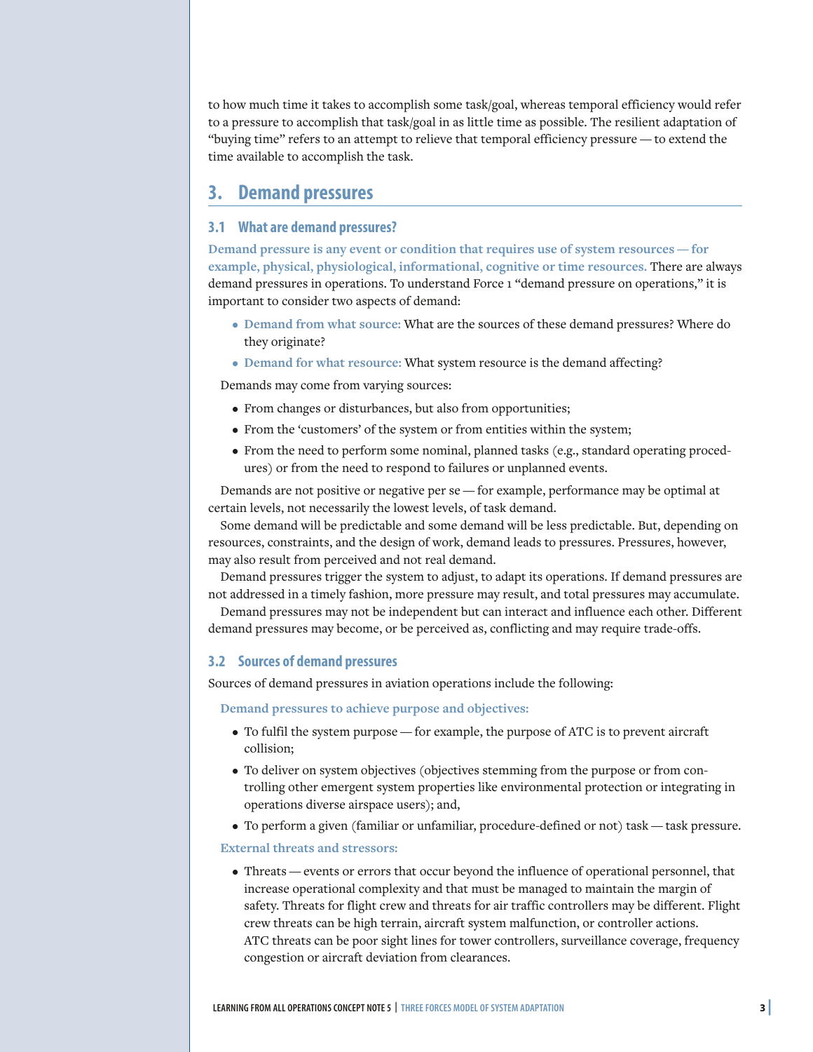to how much time it takes to accomplish some task/goal, whereas temporal efficiency would refer to a pressure to accomplish that task/goal in as little time as possible. The resilient adaptation of "buying time" refers to an attempt to relieve that temporal efficiency pressure — to extend the time available to accomplish the task.

## 3. Demand pressures

### 3.1 What are demand pressures?

**Demand pressure is any event or condition that requires use of system resources — for example, physical, physiological, informational, cognitive or time resources.** There are always demand pressures in operations. To understand Force 1 "demand pressure on operations," it is important to consider two aspects of demand:

- **Demand from what source:** What are the sources of these demand pressures? Where do they originate?
- **Demand for what resource:** What system resource is the demand affecting?

Demands may come from varying sources:

- From changes or disturbances, but also from opportunities;
- From the 'customers' of the system or from entities within the system;
- From the need to perform some nominal, planned tasks (e.g., standard operating procedures) or from the need to respond to failures or unplanned events.

Demands are not positive or negative per se — for example, performance may be optimal at certain levels, not necessarily the lowest levels, of task demand.

Some demand will be predictable and some demand will be less predictable. But, depending on resources, constraints, and the design of work, demand leads to pressures. Pressures, however, may also result from perceived and not real demand.

Demand pressures trigger the system to adjust, to adapt its operations. If demand pressures are not addressed in a timely fashion, more pressure may result, and total pressures may accumulate.

Demand pressures may not be independent but can interact and influence each other. Different demand pressures may become, or be perceived as, conflicting and may require trade-offs.

### 3.2 Sources of demand pressures

Sources of demand pressures in aviation operations include the following:

**Demand pressures to achieve purpose and objectives:**

- To fulfil the system purpose — for example, the purpose of ATC is to prevent aircraft collision;
- To deliver on system objectives (objectives stemming from the purpose or from controlling other emergent system properties like environmental protection or integrating in operations diverse airspace users); and,
- To perform a given (familiar or unfamiliar, procedure-defined or not) task — task pressure.

**External threats and stressors:**

- Threats — events or errors that occur beyond the influence of operational personnel, that increase operational complexity and that must be managed to maintain the margin of safety. Threats for flight crew and threats for air traffic controllers may be different. Flight crew threats can be high terrain, aircraft system malfunction, or controller actions. ATC threats can be poor sight lines for tower controllers, surveillance coverage, frequency congestion or aircraft deviation from clearances.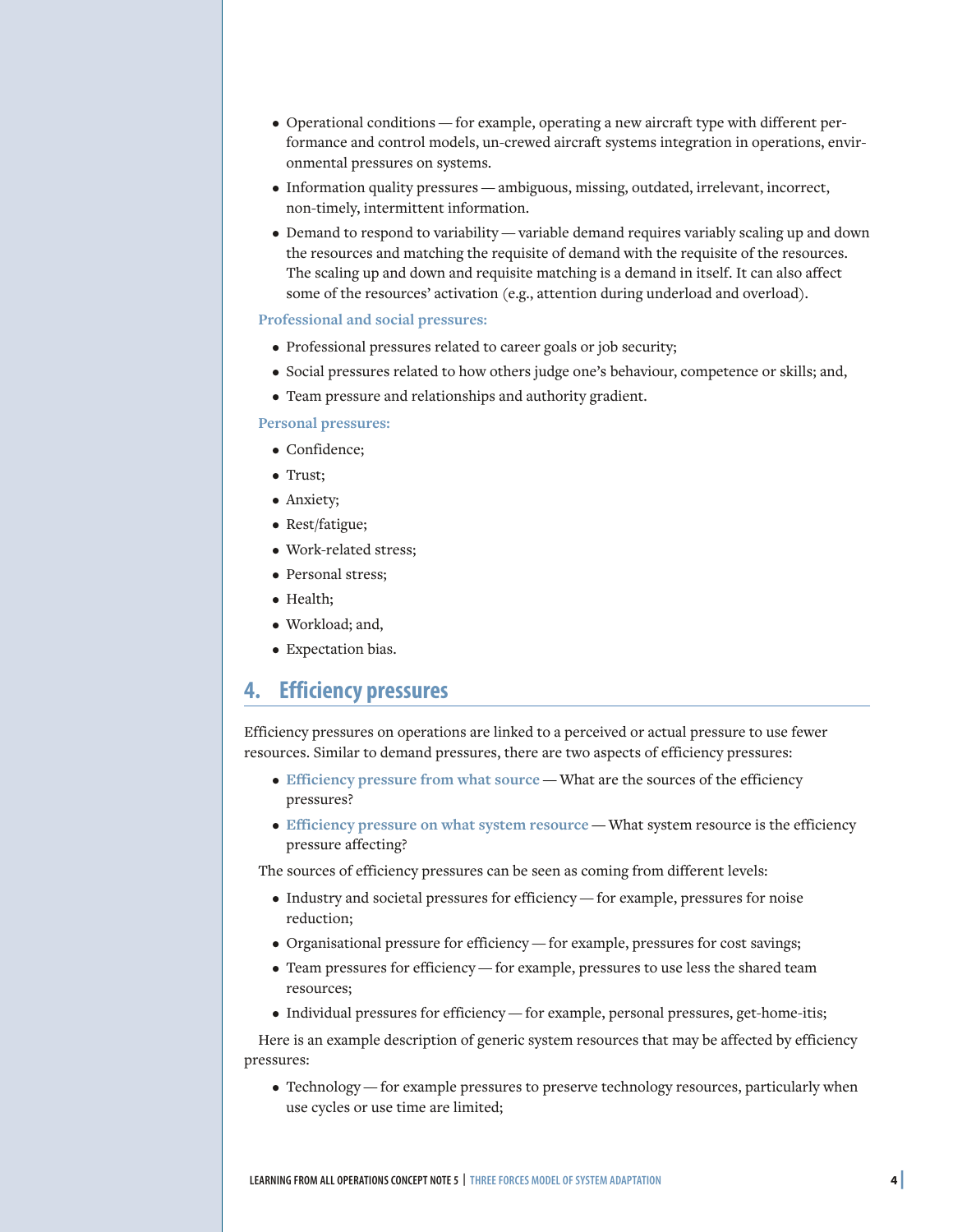- Operational conditions — for example, operating a new aircraft type with different performance and control models, un-crewed aircraft systems integration in operations, environmental pressures on systems.
- Information quality pressures — ambiguous, missing, outdated, irrelevant, incorrect, non-timely, intermittent information.
- Demand to respond to variability — variable demand requires variably scaling up and down the resources and matching the requisite of demand with the requisite of the resources. The scaling up and down and requisite matching is a demand in itself. It can also affect some of the resources' activation (e.g., attention during underload and overload).

**Professional and social pressures:**

- Professional pressures related to career goals or job security;
- Social pressures related to how others judge one's behaviour, competence or skills; and,
- Team pressure and relationships and authority gradient.

**Personal pressures:**

- Confidence;
- Trust;
- Anxiety;
- Rest/fatigue;
- Work-related stress;
- Personal stress;
- Health;
- Workload; and,
- Expectation bias.

## 4. Efficiency pressures

Efficiency pressures on operations are linked to a perceived or actual pressure to use fewer resources. Similar to demand pressures, there are two aspects of efficiency pressures:

- **Efficiency pressure from what source** — What are the sources of the efficiency pressures?
- **Efficiency pressure on what system resource** — What system resource is the efficiency pressure affecting?

The sources of efficiency pressures can be seen as coming from different levels:

- Industry and societal pressures for efficiency — for example, pressures for noise reduction;
- Organisational pressure for efficiency — for example, pressures for cost savings;
- Team pressures for efficiency — for example, pressures to use less the shared team resources;
- Individual pressures for efficiency — for example, personal pressures, get-home-itis;

Here is an example description of generic system resources that may be affected by efficiency pressures:

- Technology — for example pressures to preserve technology resources, particularly when use cycles or use time are limited;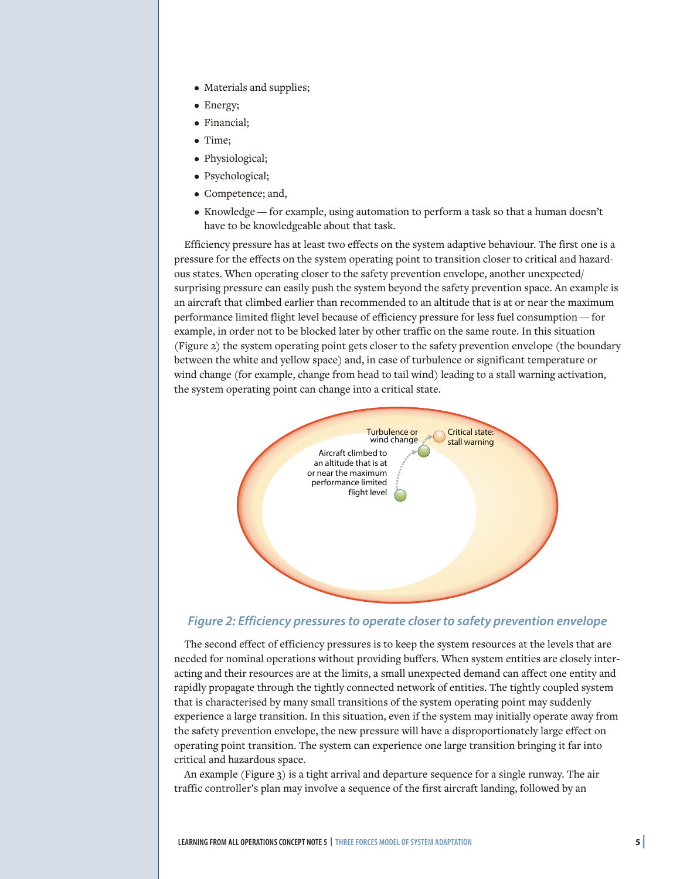- Materials and supplies;
- Energy;
- Financial;
- Time;
- Physiological;
- Psychological;
- Competence; and,
- Knowledge — for example, using automation to perform a task so that a human doesn't have to be knowledgeable about that task.

Efficiency pressure has at least two effects on the system adaptive behaviour. The first one is a pressure for the effects on the system operating point to transition closer to critical and hazardous states. When operating closer to the safety prevention envelope, another unexpected/surprising pressure can easily push the system beyond the safety prevention space. An example is an aircraft that climbed earlier than recommended to an altitude that is at or near the maximum performance limited flight level because of efficiency pressure for less fuel consumption — for example, in order not to be blocked later by other traffic on the same route. In this situation (Figure 2) the system operating point gets closer to the safety prevention envelope (the boundary between the white and yellow space) and, in case of turbulence or significant temperature or wind change (for example, change from head to tail wind) leading to a stall warning activation, the system operating point can change into a critical state.

*Figure 2: Efficiency pressures to operate closer to safety prevention envelope*

The second effect of efficiency pressures is to keep the system resources at the levels that are needed for nominal operations without providing buffers. When system entities are closely interacting and their resources are at the limits, a small unexpected demand can affect one entity and rapidly propagate through the tightly connected network of entities. The tightly coupled system that is characterised by many small transitions of the system operating point may suddenly experience a large transition. In this situation, even if the system may initially operate away from the safety prevention envelope, the new pressure will have a disproportionately large effect on operating point transition. The system can experience one large transition bringing it far into critical and hazardous space.

An example (Figure 3) is a tight arrival and departure sequence for a single runway. The air traffic controller's plan may involve a sequence of the first aircraft landing, followed by an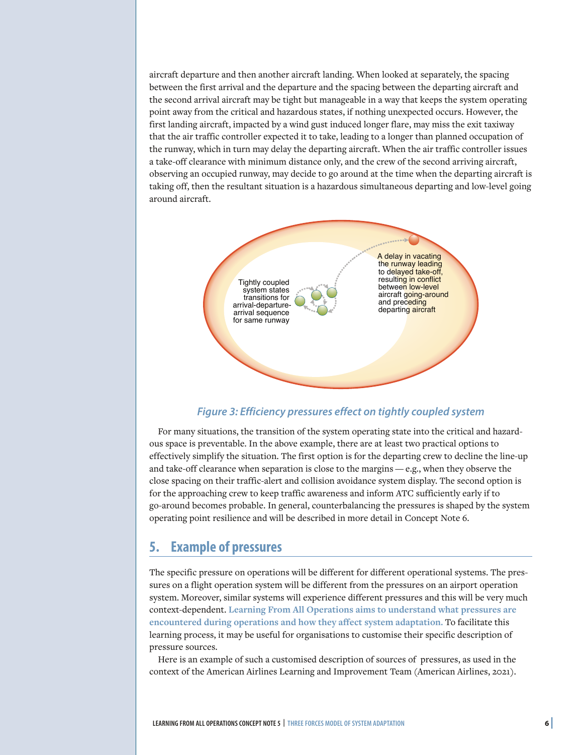aircraft departure and then another aircraft landing. When looked at separately, the spacing between the first arrival and the departure and the spacing between the departing aircraft and the second arrival aircraft may be tight but manageable in a way that keeps the system operating point away from the critical and hazardous states, if nothing unexpected occurs. However, the first landing aircraft, impacted by a wind gust induced longer flare, may miss the exit taxiway that the air traffic controller expected it to take, leading to a longer than planned occupation of the runway, which in turn may delay the departing aircraft. When the air traffic controller issues a take-off clearance with minimum distance only, and the crew of the second arriving aircraft, observing an occupied runway, may decide to go around at the time when the departing aircraft is taking off, then the resultant situation is a hazardous simultaneous departing and low-level going around aircraft.

Tightly coupled system states transitions for arrival-departure-arrival sequence for same runway

A delay in vacating the runway leading to delayed take-off, resulting in conflict between low-level aircraft going-around and preceding departing aircraft

*Figure 3: Efficiency pressures effect on tightly coupled system*

For many situations, the transition of the system operating state into the critical and hazardous space is preventable. In the above example, there are at least two practical options to effectively simplify the situation. The first option is for the departing crew to decline the line-up and take-off clearance when separation is close to the margins — e.g., when they observe the close spacing on their traffic-alert and collision avoidance system display. The second option is for the approaching crew to keep traffic awareness and inform ATC sufficiently early if to go-around becomes probable. In general, counterbalancing the pressures is shaped by the system operating point resilience and will be described in more detail in Concept Note 6.

## 5. Example of pressures

The specific pressure on operations will be different for different operational systems. The pressures on a flight operation system will be different from the pressures on an airport operation system. Moreover, similar systems will experience different pressures and this will be very much context-dependent. **Learning From All Operations aims to understand what pressures are encountered during operations and how they affect system adaptation.** To facilitate this learning process, it may be useful for organisations to customise their specific description of pressure sources.

Here is an example of such a customised description of sources of pressures, as used in the context of the American Airlines Learning and Improvement Team (American Airlines, 2021).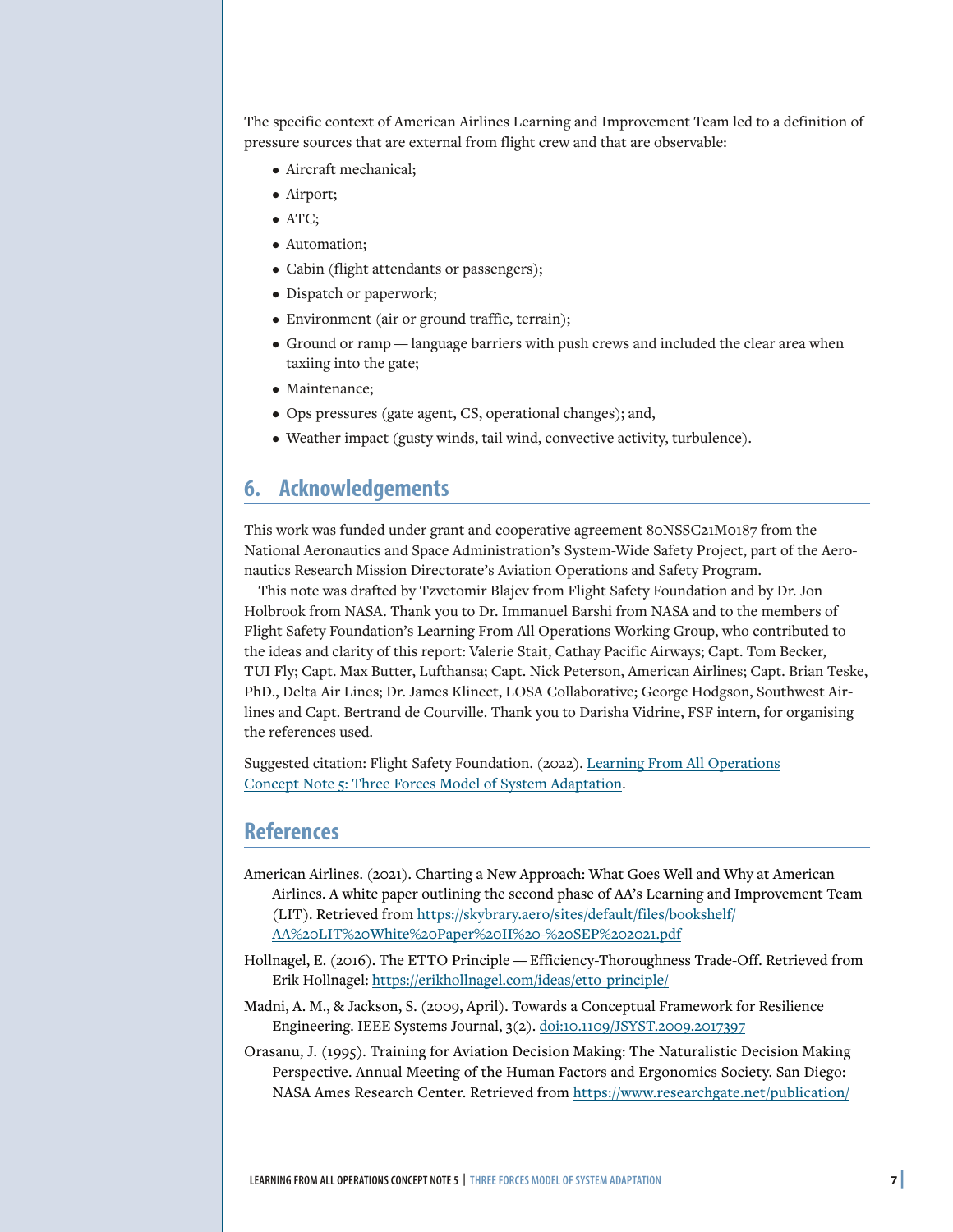The specific context of American Airlines Learning and Improvement Team led to a definition of pressure sources that are external from flight crew and that are observable:

- Aircraft mechanical;
- Airport;
- ATC;
- Automation;
- Cabin (flight attendants or passengers);
- Dispatch or paperwork;
- Environment (air or ground traffic, terrain);
- Ground or ramp — language barriers with push crews and included the clear area when taxiing into the gate;
- Maintenance;
- Ops pressures (gate agent, CS, operational changes); and,
- Weather impact (gusty winds, tail wind, convective activity, turbulence).

## 6. Acknowledgements

This work was funded under grant and cooperative agreement 80NSSC21M0187 from the National Aeronautics and Space Administration's System-Wide Safety Project, part of the Aeronautics Research Mission Directorate's Aviation Operations and Safety Program.

This note was drafted by Tzvetomir Blajev from Flight Safety Foundation and by Dr. Jon Holbrook from NASA. Thank you to Dr. Immanuel Barshi from NASA and to the members of Flight Safety Foundation's Learning From All Operations Working Group, who contributed to the ideas and clarity of this report: Valerie Stait, Cathay Pacific Airways; Capt. Tom Becker, TUI Fly; Capt. Max Butter, Lufthansa; Capt. Nick Peterson, American Airlines; Capt. Brian Teske, PhD., Delta Air Lines; Dr. James Klinect, LOSA Collaborative; George Hodgson, Southwest Airlines and Capt. Bertrand de Courville. Thank you to Darisha Vidrine, FSF intern, for organising the references used.

Suggested citation: Flight Safety Foundation. (2022). Learning From All Operations Concept Note 5: Three Forces Model of System Adaptation.

## References

American Airlines. (2021). Charting a New Approach: What Goes Well and Why at American Airlines. A white paper outlining the second phase of AA's Learning and Improvement Team (LIT). Retrieved from https://skybrary.aero/sites/default/files/bookshelf/AA%20LIT%20White%20Paper%20II%20-%20SEP%202021.pdf

Hollnagel, E. (2016). The ETTO Principle — Efficiency-Thoroughness Trade-Off. Retrieved from Erik Hollnagel: https://erikhollnagel.com/ideas/etto-principle/

Madni, A. M., & Jackson, S. (2009, April). Towards a Conceptual Framework for Resilience Engineering. IEEE Systems Journal, 3(2). doi:10.1109/JSYST.2009.2017397

Orasanu, J. (1995). Training for Aviation Decision Making: The Naturalistic Decision Making Perspective. Annual Meeting of the Human Factors and Ergonomics Society. San Diego: NASA Ames Research Center. Retrieved from https://www.researchgate.net/publication/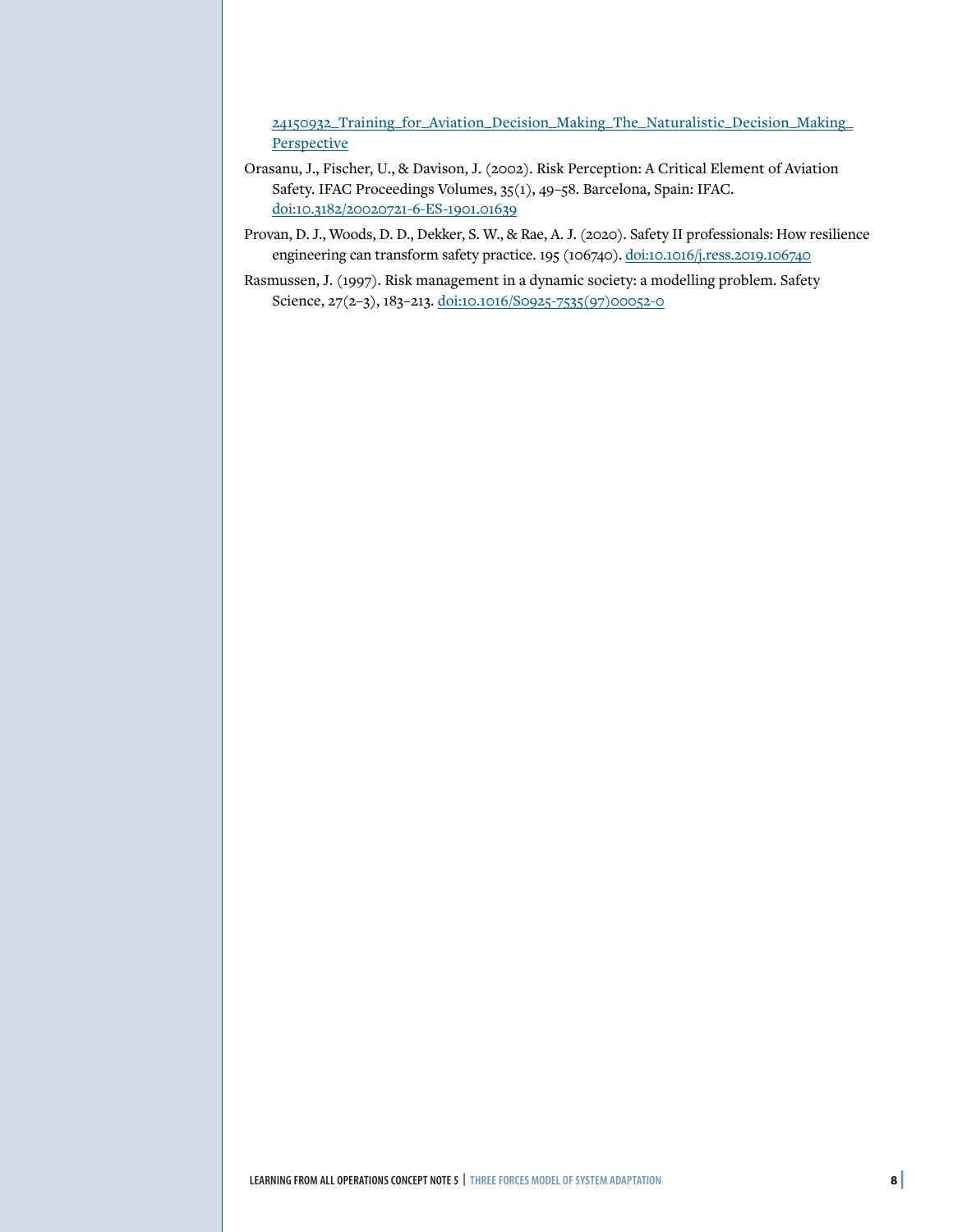24150932_Training_for_Aviation_Decision_Making_The_Naturalistic_Decision_Making_Perspective

Orasanu, J., Fischer, U., & Davison, J. (2002). Risk Perception: A Critical Element of Aviation Safety. IFAC Proceedings Volumes, 35(1), 49–58. Barcelona, Spain: IFAC. doi:10.3182/20020721-6-ES-1901.01639

Provan, D. J., Woods, D. D., Dekker, S. W., & Rae, A. J. (2020). Safety II professionals: How resilience engineering can transform safety practice. 195 (106740). doi:10.1016/j.ress.2019.106740

Rasmussen, J. (1997). Risk management in a dynamic society: a modelling problem. Safety Science, 27(2–3), 183–213. doi:10.1016/S0925-7535(97)00052-0